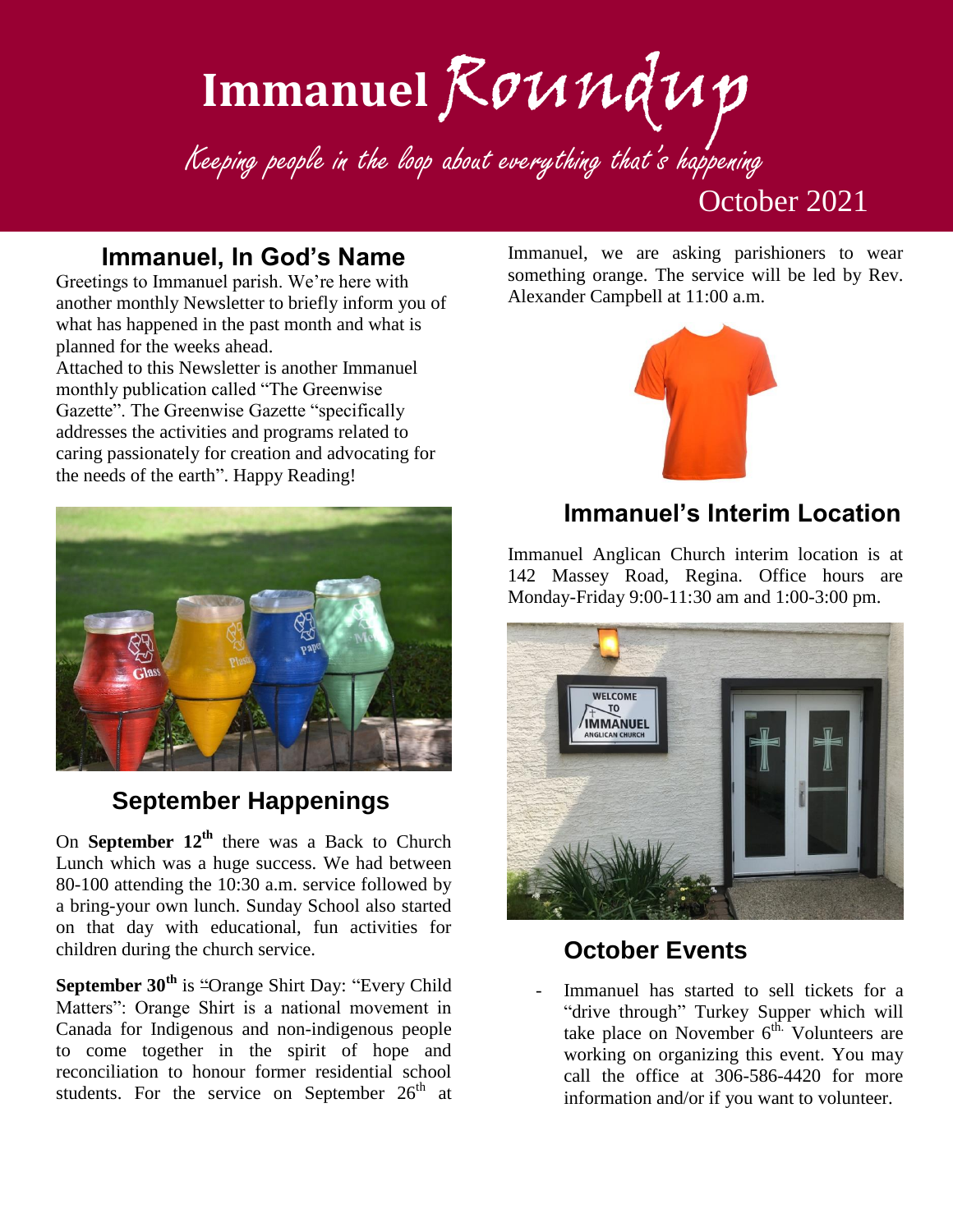# Immanuel Roundup

*Keeping people in the loop about everything that's happening*

October 2021

## Immanuel, In God's Name

Greetings to Immanuel parish. We're here with another monthly Newsletter to briefly inform you of what has happened in the past month and what is planned for the weeks ahead.

Attached to this Newsletter is another Immanuel monthly publication called "The Greenwise Gazette". The Greenwise Gazette "specifically addresses the activities and programs related to caring passionately for creation and advocating for the needs of the earth". Happy Reading!

## September Happenings

On **September 12th** there was a Back to Church Lunch which was a huge success. We had between 80-100 attending the 10:30 a.m. service followed by a bring-your own lunch. Sunday School also started on that day with educational, fun activities for children during the church service.

**September 30th** is "Orange Shirt Day: "Every Child Matters": Orange Shirt is a national movement in Canada for Indigenous and non-indigenous people to come together in the spirit of hope and reconciliation to honour former residential school students. For the service on September 26th at Immanuel, we are asking parishioners to wear something orange. The service will be led by Rev. Alexander Campbell at 11:00 a.m.

## Immanuel's Interim Location

Immanuel Anglican Church interim location is at 142 Massey Road, Regina. Office hours are Monday-Friday 9:00-11:30 am and 1:00-3:00 pm.

## October Events

- Immanuel has started to sell tickets for a "drive through" Turkey Supper which will take place on November 6th. Volunteers are working on organizing this event. You may call the office at 306-586-4420 for more information and/or if you want to volunteer.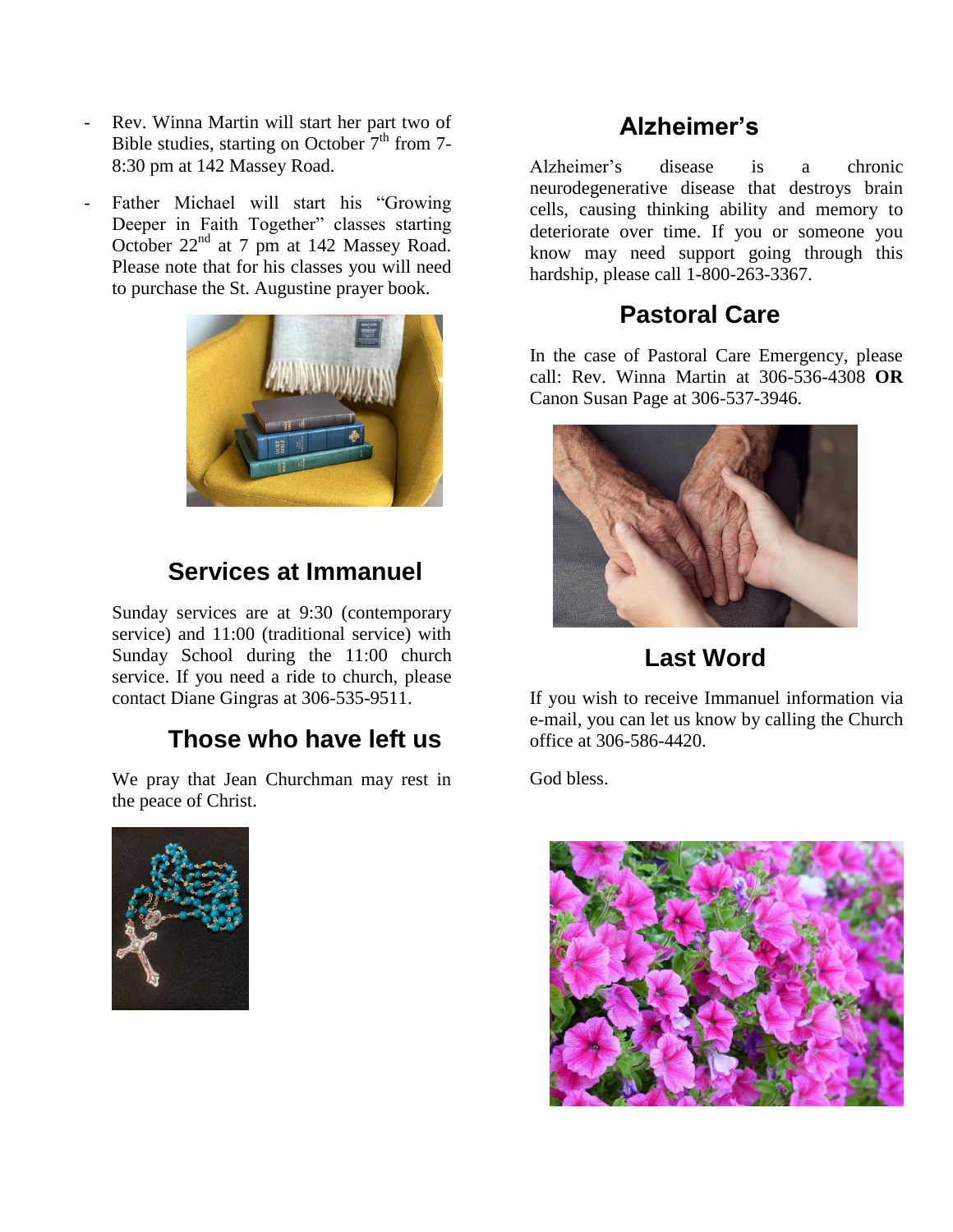- Rev. Winna Martin will start her part two of Bible studies, starting on October 7th from 7-8:30 pm at 142 Massey Road.
- Father Michael will start his "Growing Deeper in Faith Together" classes starting October 22nd at 7 pm at 142 Massey Road. Please note that for his classes you will need to purchase the St. Augustine prayer book.

## Services at Immanuel

Sunday services are at 9:30 (contemporary service) and 11:00 (traditional service) with Sunday School during the 11:00 church service. If you need a ride to church, please contact Diane Gingras at 306-535-9511.

## Those who have left us

We pray that Jean Churchman may rest in the peace of Christ.

## Alzheimer's

Alzheimer's disease is a chronic neurodegenerative disease that destroys brain cells, causing thinking ability and memory to deteriorate over time. If you or someone you know may need support going through this hardship, please call 1-800-263-3367.

## Pastoral Care

In the case of Pastoral Care Emergency, please call: Rev. Winna Martin at 306-536-4308 **OR** Canon Susan Page at 306-537-3946.

## Last Word

If you wish to receive Immanuel information via e-mail, you can let us know by calling the Church office at 306-586-4420.

God bless.